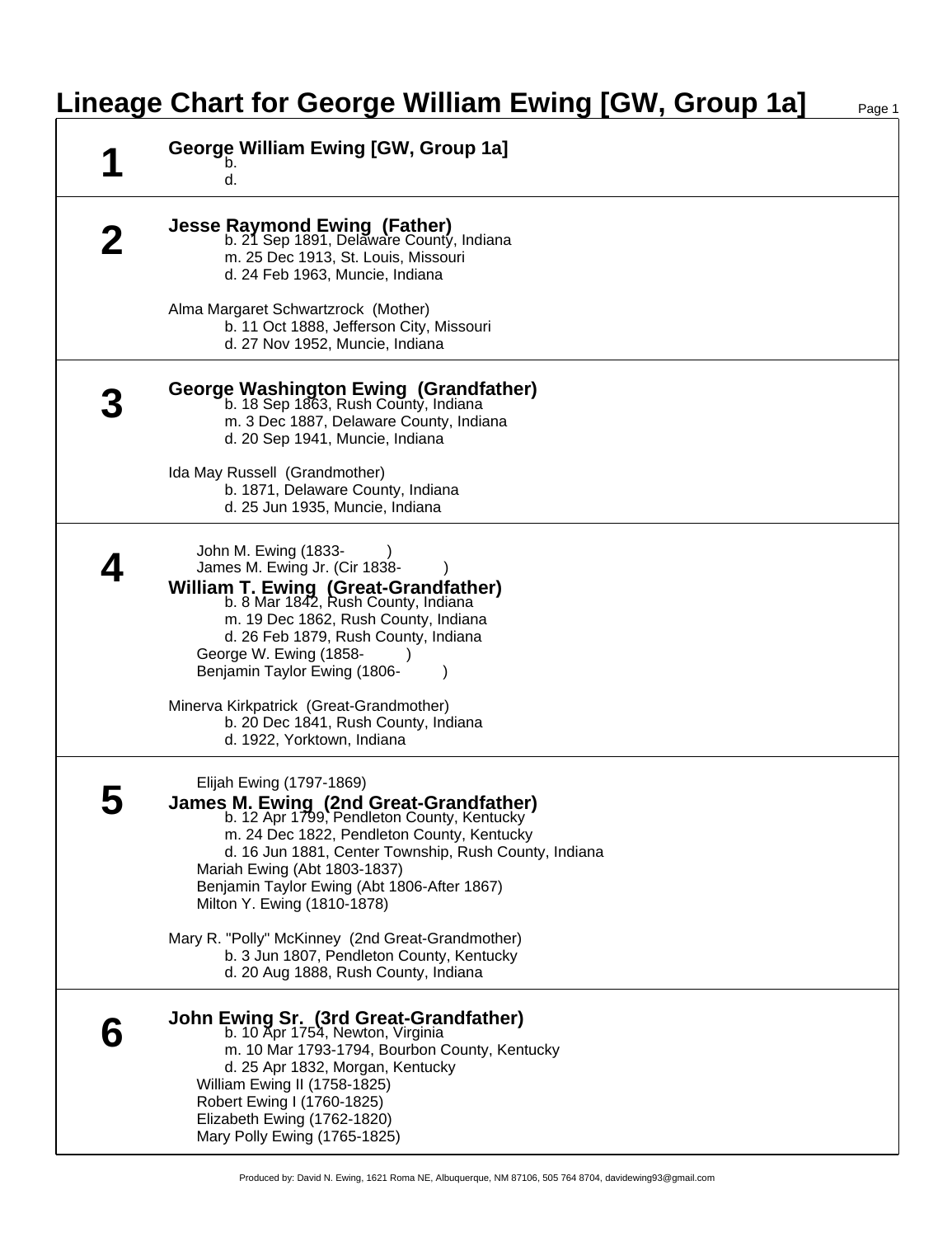# Lineage Chart for George William Ewing [GW, Group 1a]

## 1

**George William Ewing [GW, Group 1a]**
- b.
- d.

---

## 2

**Jesse Raymond Ewing (Father)**
- b. 21 Sep 1891, Delaware County, Indiana
- m. 25 Dec 1913, St. Louis, Missouri
- d. 24 Feb 1963, Muncie, Indiana

Alma Margaret Schwartzrock (Mother)
- b. 11 Oct 1888, Jefferson City, Missouri
- d. 27 Nov 1952, Muncie, Indiana

---

## 3

**George Washington Ewing (Grandfather)**
- b. 18 Sep 1863, Rush County, Indiana
- m. 3 Dec 1887, Delaware County, Indiana
- d. 20 Sep 1941, Muncie, Indiana

Ida May Russell (Grandmother)
- b. 1871, Delaware County, Indiana
- d. 25 Jun 1935, Muncie, Indiana

---

## 4

John M. Ewing (1833- )
James M. Ewing Jr. (Cir 1838- )

**William T. Ewing (Great-Grandfather)**
- b. 8 Mar 1842, Rush County, Indiana
- m. 19 Dec 1862, Rush County, Indiana
- d. 26 Feb 1879, Rush County, Indiana

George W. Ewing (1858- )
Benjamin Taylor Ewing (1806- )

Minerva Kirkpatrick (Great-Grandmother)
- b. 20 Dec 1841, Rush County, Indiana
- d. 1922, Yorktown, Indiana

---

## 5

Elijah Ewing (1797-1869)

**James M. Ewing (2nd Great-Grandfather)**
- b. 12 Apr 1799, Pendleton County, Kentucky
- m. 24 Dec 1822, Pendleton County, Kentucky
- d. 16 Jun 1881, Center Township, Rush County, Indiana

Mariah Ewing (Abt 1803-1837)
Benjamin Taylor Ewing (Abt 1806-After 1867)
Milton Y. Ewing (1810-1878)

Mary R. "Polly" McKinney (2nd Great-Grandmother)
- b. 3 Jun 1807, Pendleton County, Kentucky
- d. 20 Aug 1888, Rush County, Indiana

---

## 6

**John Ewing Sr. (3rd Great-Grandfather)**
- b. 10 Apr 1754, Newton, Virginia
- m. 10 Mar 1793-1794, Bourbon County, Kentucky
- d. 25 Apr 1832, Morgan, Kentucky

William Ewing II (1758-1825)
Robert Ewing I (1760-1825)
Elizabeth Ewing (1762-1820)
Mary Polly Ewing (1765-1825)

Produced by: David N. Ewing, 1621 Roma NE, Albuquerque, NM 87106, 505 764 8704, davidewing93@gmail.com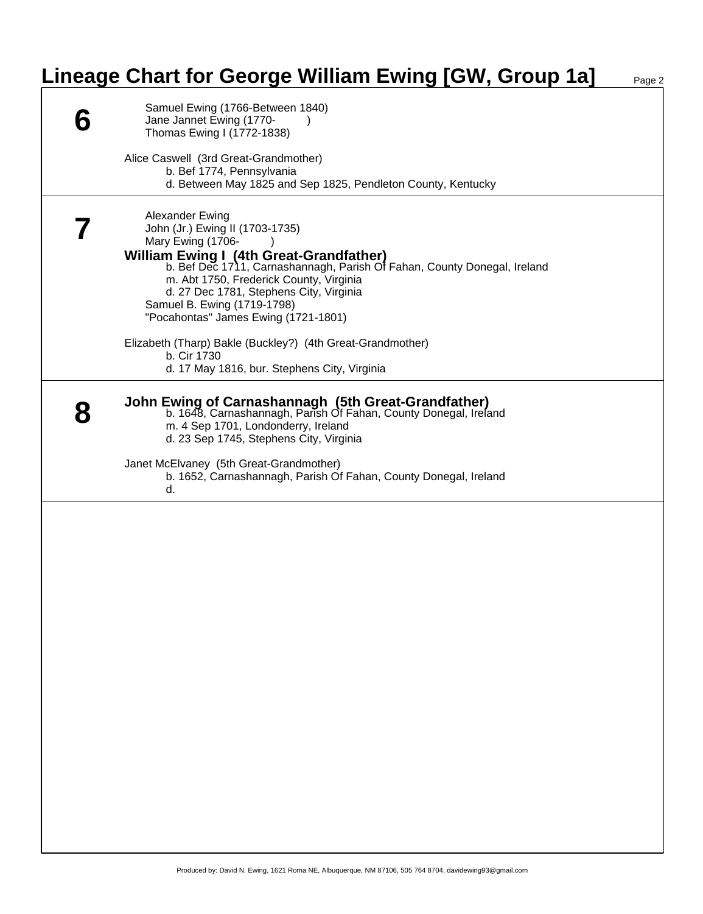# Lineage Chart for George William Ewing [GW, Group 1a]

## 6

Samuel Ewing (1766-Between 1840)
Jane Jannet Ewing (1770- )
Thomas Ewing I (1772-1838)

Alice Caswell (3rd Great-Grandmother)
b. Bef 1774, Pennsylvania
d. Between May 1825 and Sep 1825, Pendleton County, Kentucky

## 7

Alexander Ewing
John (Jr.) Ewing II (1703-1735)
Mary Ewing (1706- )

**William Ewing I (4th Great-Grandfather)**
b. Bef Dec 1711, Carnashannagh, Parish Of Fahan, County Donegal, Ireland
m. Abt 1750, Frederick County, Virginia
d. 27 Dec 1781, Stephens City, Virginia

Samuel B. Ewing (1719-1798)
"Pocahontas" James Ewing (1721-1801)

Elizabeth (Tharp) Bakle (Buckley?) (4th Great-Grandmother)
b. Cir 1730
d. 17 May 1816, bur. Stephens City, Virginia

## 8

**John Ewing of Carnashannagh (5th Great-Grandfather)**
b. 1648, Carnashannagh, Parish Of Fahan, County Donegal, Ireland
m. 4 Sep 1701, Londonderry, Ireland
d. 23 Sep 1745, Stephens City, Virginia

Janet McElvaney (5th Great-Grandmother)
b. 1652, Carnashannagh, Parish Of Fahan, County Donegal, Ireland
d.

Produced by: David N. Ewing, 1621 Roma NE, Albuquerque, NM 87106, 505 764 8704, davidewing93@gmail.com